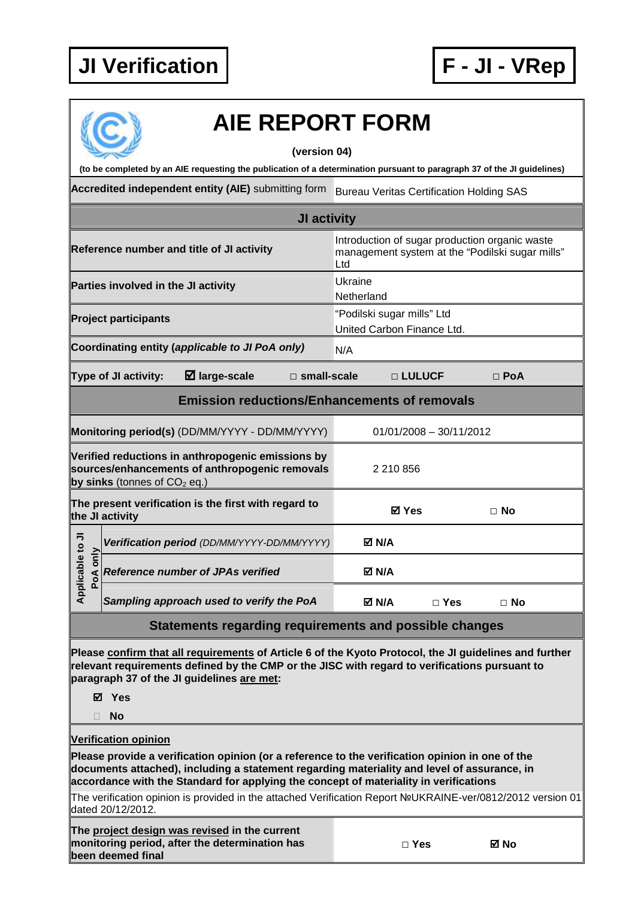**JI Verification** | **F - JI - VRep**

# AIE REPORT FORM

**(version 04)**

**(to be completed by an AIE requesting the publication of a determination pursuant to paragraph 37 of the JI guidelines)**

| **Accredited independent entity (AIE)** submitting form | Bureau Veritas Certification Holding SAS | | |
|---|---|---|---|
| **JI activity** | | | |
| **Reference number and title of JI activity** | Introduction of sugar production organic waste management system at the "Podilski sugar mills" Ltd | | |
| **Parties involved in the JI activity** | Ukraine<br>Netherland | | |
| **Project participants** | "Podilski sugar mills" Ltd<br>United Carbon Finance Ltd. | | |
| **Coordinating entity (*applicable to JI PoA only*)** | N/A | | |
| **Type of JI activity:** ☑ **large-scale** □ **small-scale** | □ **LULUCF** □ **PoA** | | |
| **Emission reductions/Enhancements of removals** | | | |
| **Monitoring period(s)** (DD/MM/YYYY - DD/MM/YYYY) | 01/01/2008 – 30/11/2012 | | |
| **Verified reductions in anthropogenic emissions by sources/enhancements of anthropogenic removals by sinks** (tonnes of $CO_2$ eq.) | 2 210 856 | | |
| **The present verification is the first with regard to the JI activity** | ☑ **Yes** | □ **No** | |
| *Applicable to JI PoA only:* ***Verification period*** *(DD/MM/YYYY-DD/MM/YYYY)* | ☑ **N/A** | | |
| *Applicable to JI PoA only:* ***Reference number of JPAs verified*** | ☑ **N/A** | | |
| *Applicable to JI PoA only:* ***Sampling approach used to verify the PoA*** | ☑ **N/A** | □ **Yes** | □ **No** |

## Statements regarding requirements and possible changes

**Please confirm that all requirements of Article 6 of the Kyoto Protocol, the JI guidelines and further relevant requirements defined by the CMP or the JISC with regard to verifications pursuant to paragraph 37 of the JI guidelines are met:**

☑ **Yes**

□ **No**

**Verification opinion**

**Please provide a verification opinion (or a reference to the verification opinion in one of the documents attached), including a statement regarding materiality and level of assurance, in accordance with the Standard for applying the concept of materiality in verifications**

The verification opinion is provided in the attached Verification Report №UKRAINE-ver/0812/2012 version 01 dated 20/12/2012.

| **The project design was revised in the current monitoring period, after the determination has been deemed final** | □ **Yes** | ☑ **No** |
|---|---|---|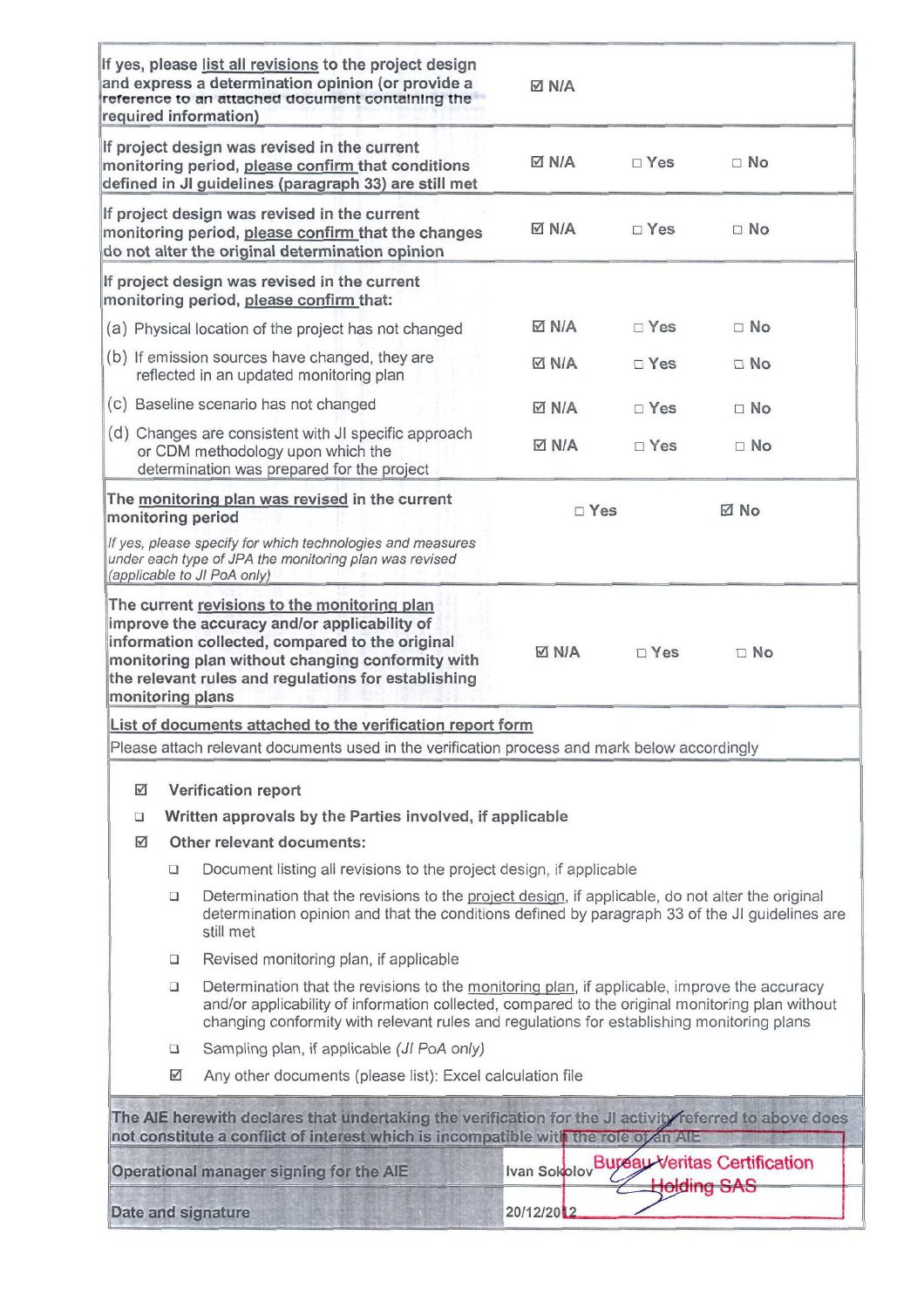| | | | |
|---|---|---|---|
| If yes, please list all revisions to the project design and express a determination opinion (or provide a reference to an attached document containing the required information) | ☑ N/A | | |
| If project design was revised in the current monitoring period, please confirm that conditions defined in JI guidelines (paragraph 33) are still met | ☑ N/A | □ Yes | □ No |
| If project design was revised in the current monitoring period, please confirm that the changes do not alter the original determination opinion | ☑ N/A | □ Yes | □ No |
| If project design was revised in the current monitoring period, please confirm that: | | | |
| (a) Physical location of the project has not changed | ☑ N/A | □ Yes | □ No |
| (b) If emission sources have changed, they are reflected in an updated monitoring plan | ☑ N/A | □ Yes | □ No |
| (c) Baseline scenario has not changed | ☑ N/A | □ Yes | □ No |
| (d) Changes are consistent with JI specific approach or CDM methodology upon which the determination was prepared for the project | ☑ N/A | □ Yes | □ No |
| The monitoring plan was revised in the current monitoring period<br>*If yes, please specify for which technologies and measures under each type of JPA the monitoring plan was revised (applicable to JI PoA only)* | | □ Yes | ☑ No |
| The current revisions to the monitoring plan improve the accuracy and/or applicability of information collected, compared to the original monitoring plan without changing conformity with the relevant rules and regulations for establishing monitoring plans | ☑ N/A | □ Yes | □ No |

**List of documents attached to the verification report form**

Please attach relevant documents used in the verification process and mark below accordingly

- ☑ **Verification report**
- ❑ **Written approvals by the Parties involved, if applicable**
- ☑ **Other relevant documents:**
  - ❑ Document listing all revisions to the project design, if applicable
  - ❑ Determination that the revisions to the project design, if applicable, do not alter the original determination opinion and that the conditions defined by paragraph 33 of the JI guidelines are still met
  - ❑ Revised monitoring plan, if applicable
  - ❑ Determination that the revisions to the monitoring plan, if applicable, improve the accuracy and/or applicability of information collected, compared to the original monitoring plan without changing conformity with relevant rules and regulations for establishing monitoring plans
  - ❑ Sampling plan, if applicable *(JI PoA only)*
  - ☑ Any other documents (please list): Excel calculation file

| | |
|---|---|
| The AIE herewith declares that undertaking the verification for the JI activity referred to above does not constitute a conflict of interest which is incompatible with the role of an AIE | |
| Operational manager signing for the AIE | Ivan Sokolov — Bureau Veritas Certification Holding SAS |
| Date and signature | 20/12/2012 |